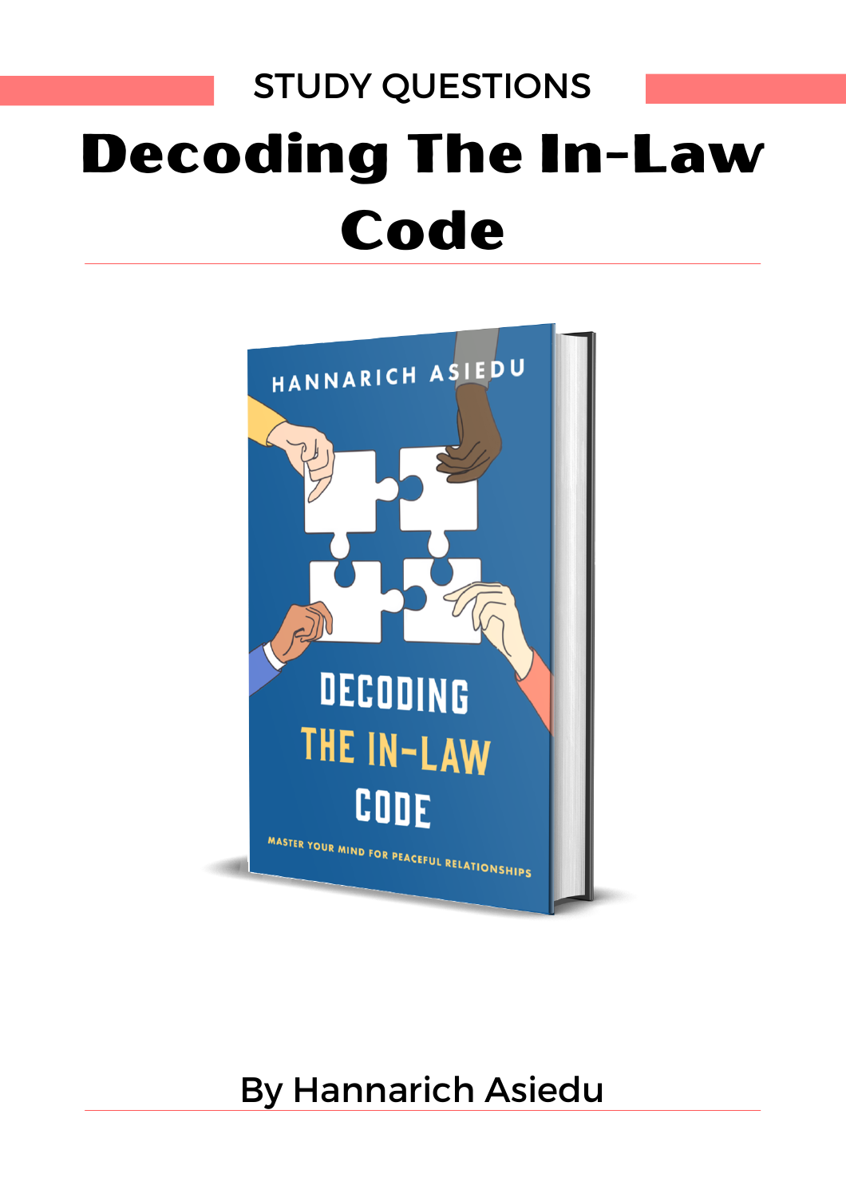STUDY QUESTIONS

# Decoding The In-Law Code

By Hannarich Asiedu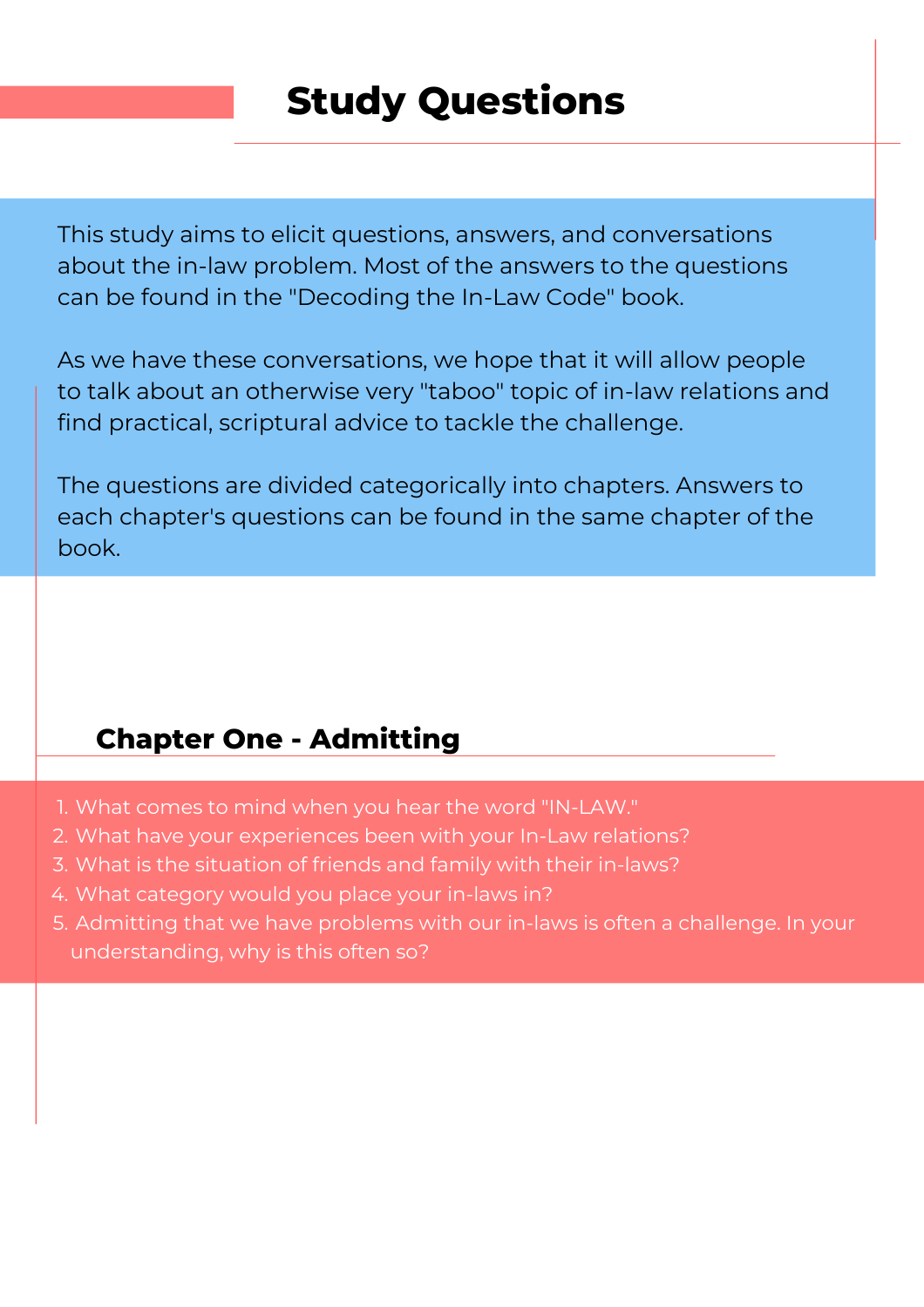# Study Questions

This study aims to elicit questions, answers, and conversations about the in-law problem. Most of the answers to the questions can be found in the "Decoding the In-Law Code" book.

As we have these conversations, we hope that it will allow people to talk about an otherwise very "taboo" topic of in-law relations and find practical, scriptural advice to tackle the challenge.

The questions are divided categorically into chapters. Answers to each chapter's questions can be found in the same chapter of the book.

## Chapter One - Admitting

1. What comes to mind when you hear the word "IN-LAW."
2. What have your experiences been with your In-Law relations?
3. What is the situation of friends and family with their in-laws?
4. What category would you place your in-laws in?
5. Admitting that we have problems with our in-laws is often a challenge. In your understanding, why is this often so?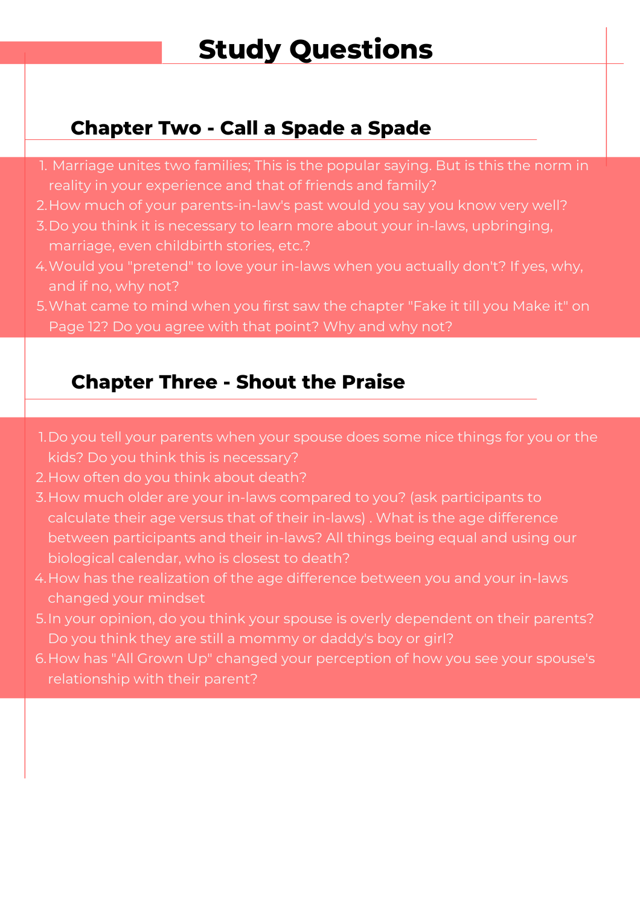# Study Questions

## Chapter Two - Call a Spade a Spade

1. Marriage unites two families; This is the popular saying. But is this the norm in reality in your experience and that of friends and family?
2. How much of your parents-in-law's past would you say you know very well?
3. Do you think it is necessary to learn more about your in-laws, upbringing, marriage, even childbirth stories, etc.?
4. Would you "pretend" to love your in-laws when you actually don't? If yes, why, and if no, why not?
5. What came to mind when you first saw the chapter "Fake it till you Make it" on Page 12? Do you agree with that point? Why and why not?

## Chapter Three - Shout the Praise

1. Do you tell your parents when your spouse does some nice things for you or the kids? Do you think this is necessary?
2. How often do you think about death?
3. How much older are your in-laws compared to you? (ask participants to calculate their age versus that of their in-laws) . What is the age difference between participants and their in-laws? All things being equal and using our biological calendar, who is closest to death?
4. How has the realization of the age difference between you and your in-laws changed your mindset
5. In your opinion, do you think your spouse is overly dependent on their parents? Do you think they are still a mommy or daddy's boy or girl?
6. How has "All Grown Up" changed your perception of how you see your spouse's relationship with their parent?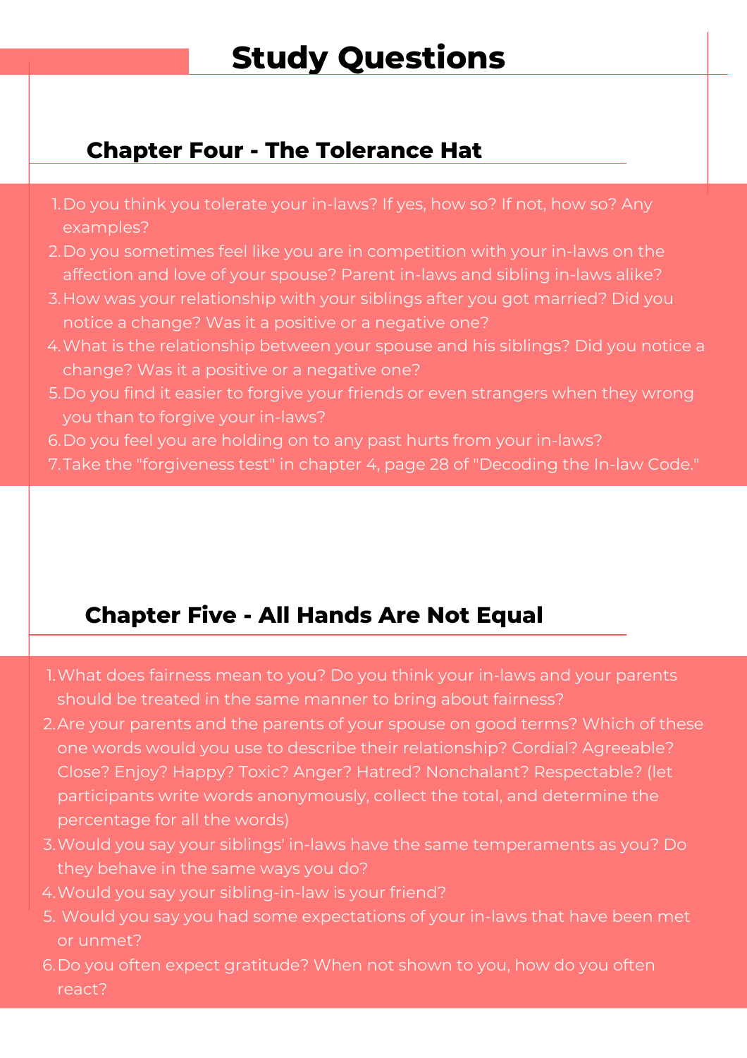# Study Questions

## Chapter Four - The Tolerance Hat

1. Do you think you tolerate your in-laws? If yes, how so? If not, how so? Any examples?
2. Do you sometimes feel like you are in competition with your in-laws on the affection and love of your spouse? Parent in-laws and sibling in-laws alike?
3. How was your relationship with your siblings after you got married? Did you notice a change? Was it a positive or a negative one?
4. What is the relationship between your spouse and his siblings? Did you notice a change? Was it a positive or a negative one?
5. Do you find it easier to forgive your friends or even strangers when they wrong you than to forgive your in-laws?
6. Do you feel you are holding on to any past hurts from your in-laws?
7. Take the "forgiveness test" in chapter 4, page 28 of "Decoding the In-law Code."

## Chapter Five - All Hands Are Not Equal

1. What does fairness mean to you? Do you think your in-laws and your parents should be treated in the same manner to bring about fairness?
2. Are your parents and the parents of your spouse on good terms? Which of these one words would you use to describe their relationship? Cordial? Agreeable? Close? Enjoy? Happy? Toxic? Anger? Hatred? Nonchalant? Respectable? (let participants write words anonymously, collect the total, and determine the percentage for all the words)
3. Would you say your siblings' in-laws have the same temperaments as you? Do they behave in the same ways you do?
4. Would you say your sibling-in-law is your friend?
5. Would you say you had some expectations of your in-laws that have been met or unmet?
6. Do you often expect gratitude? When not shown to you, how do you often react?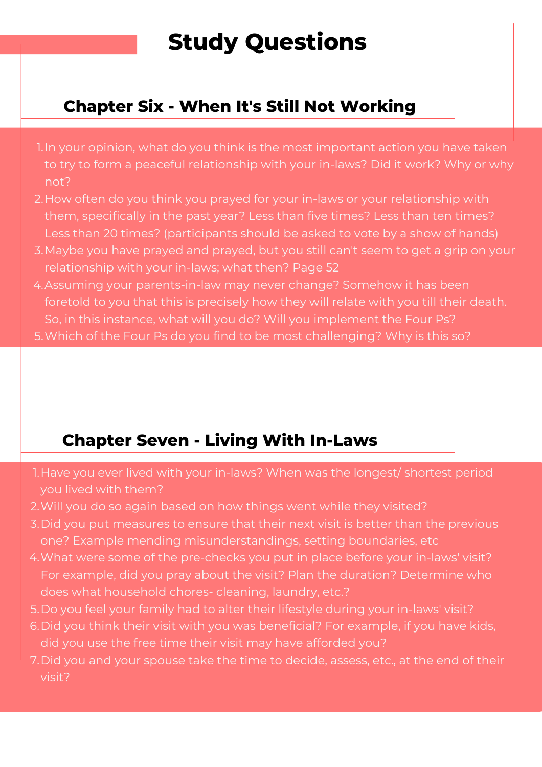# Study Questions

## Chapter Six - When It's Still Not Working

1. In your opinion, what do you think is the most important action you have taken to try to form a peaceful relationship with your in-laws? Did it work? Why or why not?
2. How often do you think you prayed for your in-laws or your relationship with them, specifically in the past year? Less than five times? Less than ten times? Less than 20 times? (participants should be asked to vote by a show of hands)
3. Maybe you have prayed and prayed, but you still can't seem to get a grip on your relationship with your in-laws; what then? Page 52
4. Assuming your parents-in-law may never change? Somehow it has been foretold to you that this is precisely how they will relate with you till their death. So, in this instance, what will you do? Will you implement the Four Ps?
5. Which of the Four Ps do you find to be most challenging? Why is this so?

## Chapter Seven - Living With In-Laws

1. Have you ever lived with your in-laws? When was the longest/ shortest period you lived with them?
2. Will you do so again based on how things went while they visited?
3. Did you put measures to ensure that their next visit is better than the previous one? Example mending misunderstandings, setting boundaries, etc
4. What were some of the pre-checks you put in place before your in-laws' visit? For example, did you pray about the visit? Plan the duration? Determine who does what household chores- cleaning, laundry, etc.?
5. Do you feel your family had to alter their lifestyle during your in-laws' visit?
6. Did you think their visit with you was beneficial? For example, if you have kids, did you use the free time their visit may have afforded you?
7. Did you and your spouse take the time to decide, assess, etc., at the end of their visit?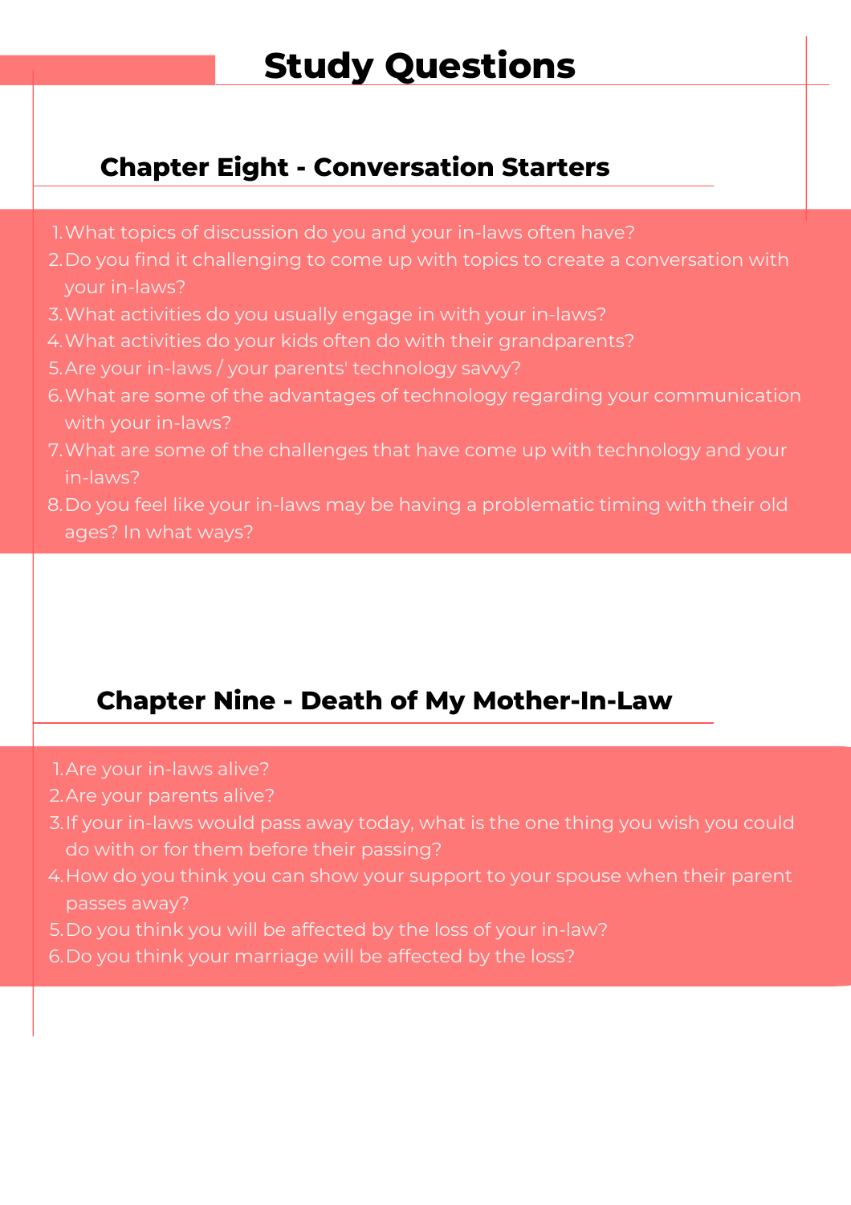# Study Questions

## Chapter Eight - Conversation Starters

1. What topics of discussion do you and your in-laws often have?
2. Do you find it challenging to come up with topics to create a conversation with your in-laws?
3. What activities do you usually engage in with your in-laws?
4. What activities do your kids often do with their grandparents?
5. Are your in-laws / your parents' technology savvy?
6. What are some of the advantages of technology regarding your communication with your in-laws?
7. What are some of the challenges that have come up with technology and your in-laws?
8. Do you feel like your in-laws may be having a problematic timing with their old ages? In what ways?

## Chapter Nine - Death of My Mother-In-Law

1. Are your in-laws alive?
2. Are your parents alive?
3. If your in-laws would pass away today, what is the one thing you wish you could do with or for them before their passing?
4. How do you think you can show your support to your spouse when their parent passes away?
5. Do you think you will be affected by the loss of your in-law?
6. Do you think your marriage will be affected by the loss?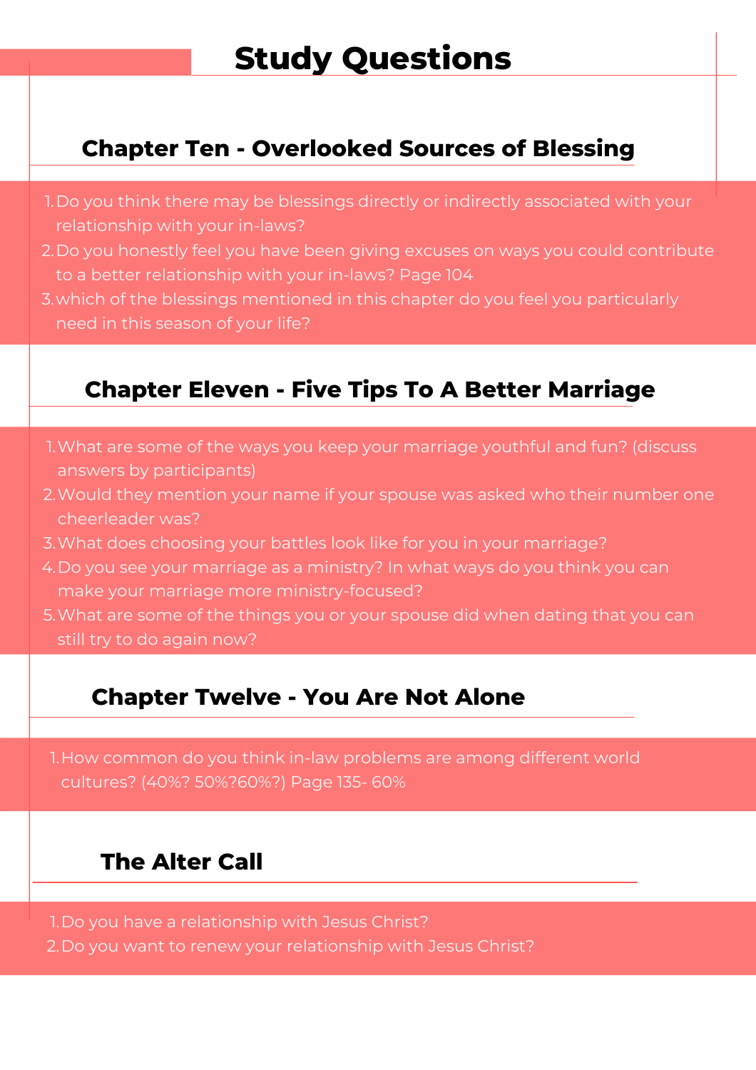# Study Questions

## Chapter Ten - Overlooked Sources of Blessing

1. Do you think there may be blessings directly or indirectly associated with your relationship with your in-laws?
2. Do you honestly feel you have been giving excuses on ways you could contribute to a better relationship with your in-laws? Page 104
3. which of the blessings mentioned in this chapter do you feel you particularly need in this season of your life?

## Chapter Eleven - Five Tips To A Better Marriage

1. What are some of the ways you keep your marriage youthful and fun? (discuss answers by participants)
2. Would they mention your name if your spouse was asked who their number one cheerleader was?
3. What does choosing your battles look like for you in your marriage?
4. Do you see your marriage as a ministry? In what ways do you think you can make your marriage more ministry-focused?
5. What are some of the things you or your spouse did when dating that you can still try to do again now?

## Chapter Twelve - You Are Not Alone

1. How common do you think in-law problems are among different world cultures? (40%? 50%?60%?) Page 135- 60%

## The Alter Call

1. Do you have a relationship with Jesus Christ?
2. Do you want to renew your relationship with Jesus Christ?